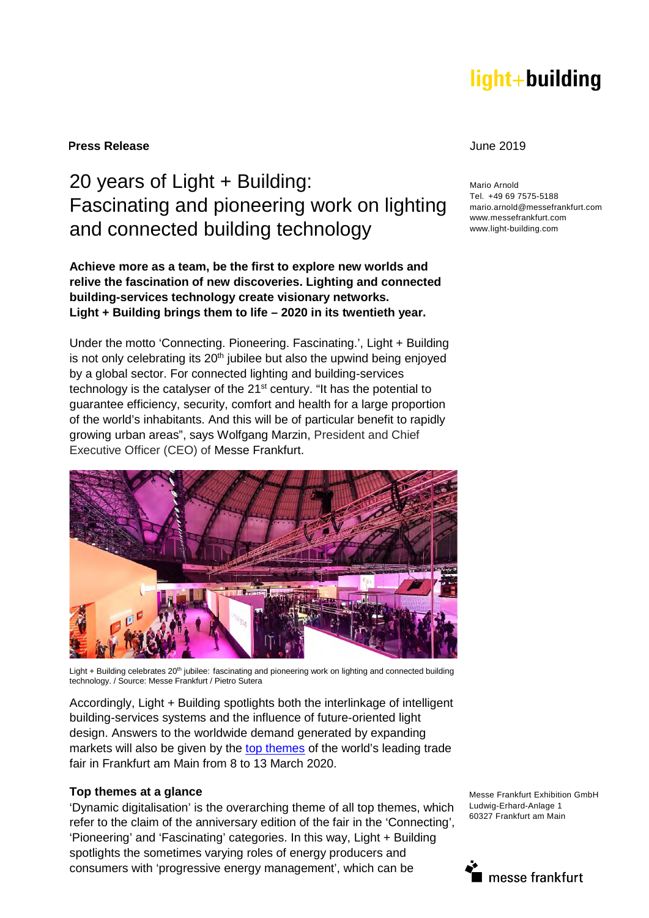light+building

**Press Release**

June 2019

Mario Arnold
Tel. +49 69 7575-5188
mario.arnold@messefrankfurt.com
www.messefrankfurt.com
www.light-building.com

# 20 years of Light + Building: Fascinating and pioneering work on lighting and connected building technology

**Achieve more as a team, be the first to explore new worlds and relive the fascination of new discoveries. Lighting and connected building-services technology create visionary networks. Light + Building brings them to life – 2020 in its twentieth year.**

Under the motto 'Connecting. Pioneering. Fascinating.', Light + Building is not only celebrating its 20th jubilee but also the upwind being enjoyed by a global sector. For connected lighting and building-services technology is the catalyser of the 21st century. "It has the potential to guarantee efficiency, security, comfort and health for a large proportion of the world's inhabitants. And this will be of particular benefit to rapidly growing urban areas", says Wolfgang Marzin, President and Chief Executive Officer (CEO) of Messe Frankfurt.

Light + Building celebrates 20th jubilee: fascinating and pioneering work on lighting and connected building technology. / Source: Messe Frankfurt / Pietro Sutera

Accordingly, Light + Building spotlights both the interlinkage of intelligent building-services systems and the influence of future-oriented light design. Answers to the worldwide demand generated by expanding markets will also be given by the top themes of the world's leading trade fair in Frankfurt am Main from 8 to 13 March 2020.

### Top themes at a glance

'Dynamic digitalisation' is the overarching theme of all top themes, which refer to the claim of the anniversary edition of the fair in the 'Connecting', 'Pioneering' and 'Fascinating' categories. In this way, Light + Building spotlights the sometimes varying roles of energy producers and consumers with 'progressive energy management', which can be

Messe Frankfurt Exhibition GmbH
Ludwig-Erhard-Anlage 1
60327 Frankfurt am Main

messe frankfurt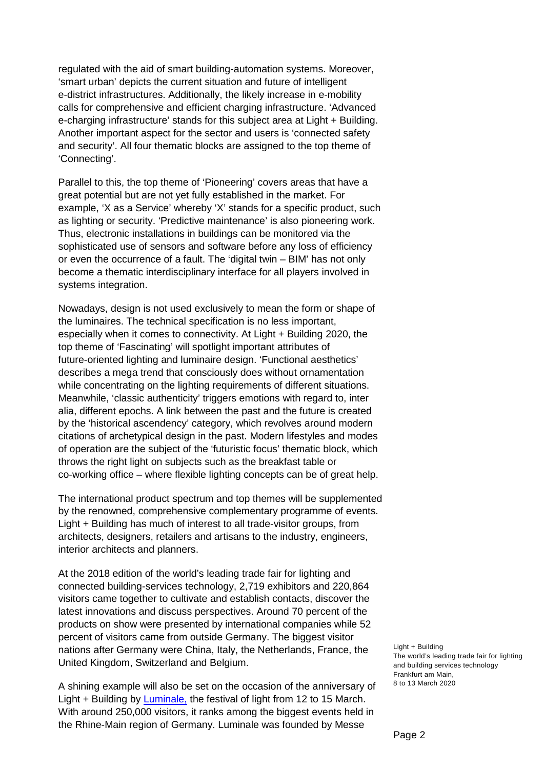regulated with the aid of smart building-automation systems. Moreover, 'smart urban' depicts the current situation and future of intelligent e-district infrastructures. Additionally, the likely increase in e-mobility calls for comprehensive and efficient charging infrastructure. 'Advanced e-charging infrastructure' stands for this subject area at Light + Building. Another important aspect for the sector and users is 'connected safety and security'. All four thematic blocks are assigned to the top theme of 'Connecting'.

Parallel to this, the top theme of 'Pioneering' covers areas that have a great potential but are not yet fully established in the market. For example, 'X as a Service' whereby 'X' stands for a specific product, such as lighting or security. 'Predictive maintenance' is also pioneering work. Thus, electronic installations in buildings can be monitored via the sophisticated use of sensors and software before any loss of efficiency or even the occurrence of a fault. The 'digital twin – BIM' has not only become a thematic interdisciplinary interface for all players involved in systems integration.

Nowadays, design is not used exclusively to mean the form or shape of the luminaires. The technical specification is no less important, especially when it comes to connectivity. At Light + Building 2020, the top theme of 'Fascinating' will spotlight important attributes of future-oriented lighting and luminaire design. 'Functional aesthetics' describes a mega trend that consciously does without ornamentation while concentrating on the lighting requirements of different situations. Meanwhile, 'classic authenticity' triggers emotions with regard to, inter alia, different epochs. A link between the past and the future is created by the 'historical ascendency' category, which revolves around modern citations of archetypical design in the past. Modern lifestyles and modes of operation are the subject of the 'futuristic focus' thematic block, which throws the right light on subjects such as the breakfast table or co-working office – where flexible lighting concepts can be of great help.

The international product spectrum and top themes will be supplemented by the renowned, comprehensive complementary programme of events. Light + Building has much of interest to all trade-visitor groups, from architects, designers, retailers and artisans to the industry, engineers, interior architects and planners.

At the 2018 edition of the world's leading trade fair for lighting and connected building-services technology, 2,719 exhibitors and 220,864 visitors came together to cultivate and establish contacts, discover the latest innovations and discuss perspectives. Around 70 percent of the products on show were presented by international companies while 52 percent of visitors came from outside Germany. The biggest visitor nations after Germany were China, Italy, the Netherlands, France, the United Kingdom, Switzerland and Belgium.

A shining example will also be set on the occasion of the anniversary of Light + Building by Luminale, the festival of light from 12 to 15 March. With around 250,000 visitors, it ranks among the biggest events held in the Rhine-Main region of Germany. Luminale was founded by Messe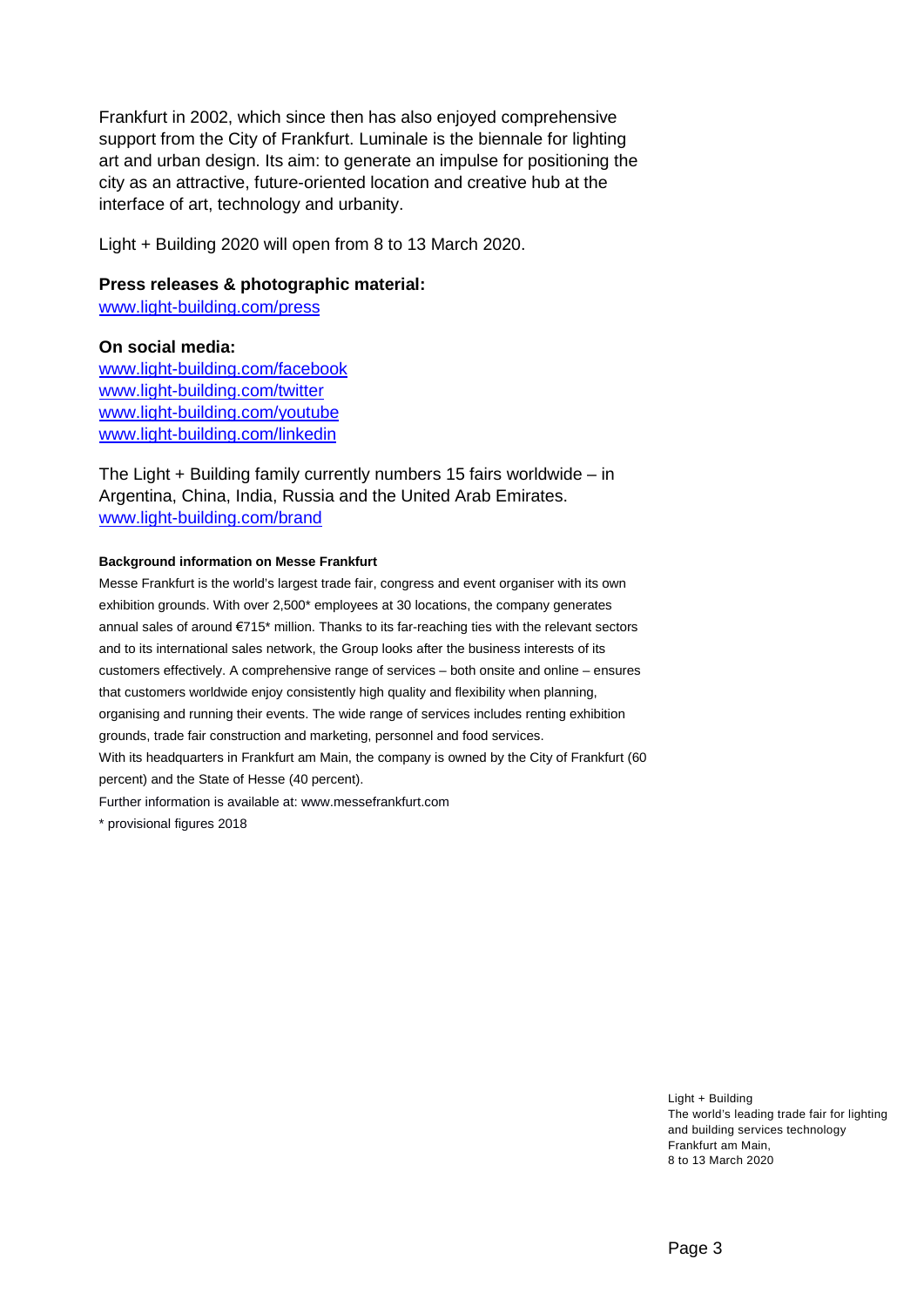Frankfurt in 2002, which since then has also enjoyed comprehensive support from the City of Frankfurt. Luminale is the biennale for lighting art and urban design. Its aim: to generate an impulse for positioning the city as an attractive, future-oriented location and creative hub at the interface of art, technology and urbanity.

Light + Building 2020 will open from 8 to 13 March 2020.

**Press releases & photographic material:**
www.light-building.com/press

**On social media:**
www.light-building.com/facebook
www.light-building.com/twitter
www.light-building.com/youtube
www.light-building.com/linkedin

The Light + Building family currently numbers 15 fairs worldwide – in Argentina, China, India, Russia and the United Arab Emirates.
www.light-building.com/brand

**Background information on Messe Frankfurt**

Messe Frankfurt is the world's largest trade fair, congress and event organiser with its own exhibition grounds. With over 2,500* employees at 30 locations, the company generates annual sales of around €715* million. Thanks to its far-reaching ties with the relevant sectors and to its international sales network, the Group looks after the business interests of its customers effectively. A comprehensive range of services – both onsite and online – ensures that customers worldwide enjoy consistently high quality and flexibility when planning, organising and running their events. The wide range of services includes renting exhibition grounds, trade fair construction and marketing, personnel and food services.
With its headquarters in Frankfurt am Main, the company is owned by the City of Frankfurt (60 percent) and the State of Hesse (40 percent).

Further information is available at: www.messefrankfurt.com

* provisional figures 2018